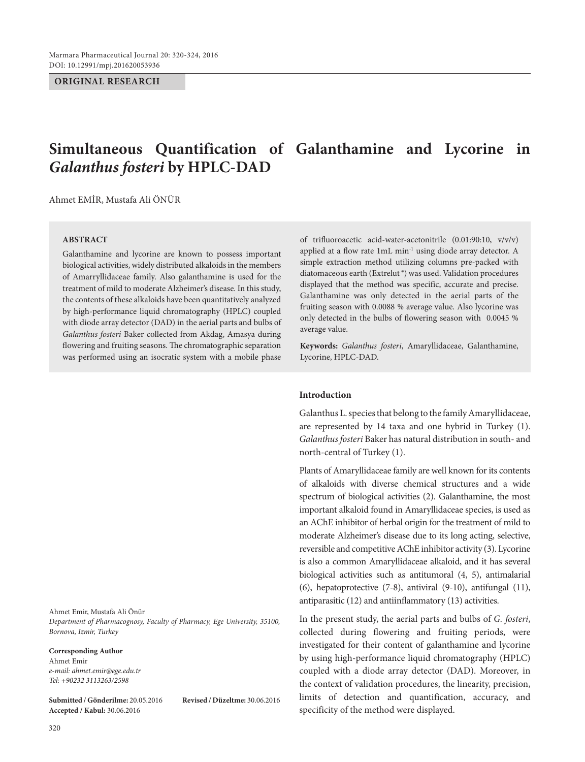**ORIGINAL RESEARCH**

# Simultaneous Quantification of Galanthamine and Lycorine in *Galanthus fosteri* by HPLC-DAD

Ahmet EMİR, Mustafa Ali ÖNÜR

## ABSTRACT

Galanthamine and lycorine are known to possess important biological activities, widely distributed alkaloids in the members of Amarryllidaceae family. Also galanthamine is used for the treatment of mild to moderate Alzheimer's disease. In this study, the contents of these alkaloids have been quantitatively analyzed by high-performance liquid chromatography (HPLC) coupled with diode array detector (DAD) in the aerial parts and bulbs of *Galanthus fosteri* Baker collected from Akdag, Amasya during flowering and fruiting seasons. The chromatographic separation was performed using an isocratic system with a mobile phase of trifluoroacetic acid-water-acetonitrile (0.01:90:10, v/v/v) applied at a flow rate 1mL $min^{-1}$ using diode array detector. A simple extraction method utilizing columns pre-packed with diatomaceous earth (Extrelut ®) was used. Validation procedures displayed that the method was specific, accurate and precise. Galanthamine was only detected in the aerial parts of the fruiting season with 0.0088 % average value. Also lycorine was only detected in the bulbs of flowering season with 0.0045 % average value.

**Keywords:** *Galanthus fosteri*, Amaryllidaceae, Galanthamine, Lycorine, HPLC-DAD.

Ahmet Emir, Mustafa Ali Önür

*Department of Pharmacognosy, Faculty of Pharmacy, Ege University, 35100, Bornova, Izmir, Turkey*

**Corresponding Author**
Ahmet Emir
*e-mail: ahmet.emir@ege.edu.tr*
*Tel: +90232 3113263/2598*

**Submitted / Gönderilme:** 20.05.2016 **Revised / Düzeltme:** 30.06.2016
**Accepted / Kabul:** 30.06.2016

## Introduction

Galanthus L. species that belong to the family Amaryllidaceae, are represented by 14 taxa and one hybrid in Turkey (1). *Galanthus fosteri* Baker has natural distribution in south- and north-central of Turkey (1).

Plants of Amaryllidaceae family are well known for its contents of alkaloids with diverse chemical structures and a wide spectrum of biological activities (2). Galanthamine, the most important alkaloid found in Amaryllidaceae species, is used as an AChE inhibitor of herbal origin for the treatment of mild to moderate Alzheimer's disease due to its long acting, selective, reversible and competitive AChE inhibitor activity (3). Lycorine is also a common Amaryllidaceae alkaloid, and it has several biological activities such as antitumoral (4, 5), antimalarial (6), hepatoprotective (7-8), antiviral (9-10), antifungal (11), antiparasitic (12) and antiinflammatory (13) activities.

In the present study, the aerial parts and bulbs of *G. fosteri*, collected during flowering and fruiting periods, were investigated for their content of galanthamine and lycorine by using high-performance liquid chromatography (HPLC) coupled with a diode array detector (DAD). Moreover, in the context of validation procedures, the linearity, precision, limits of detection and quantification, accuracy, and specificity of the method were displayed.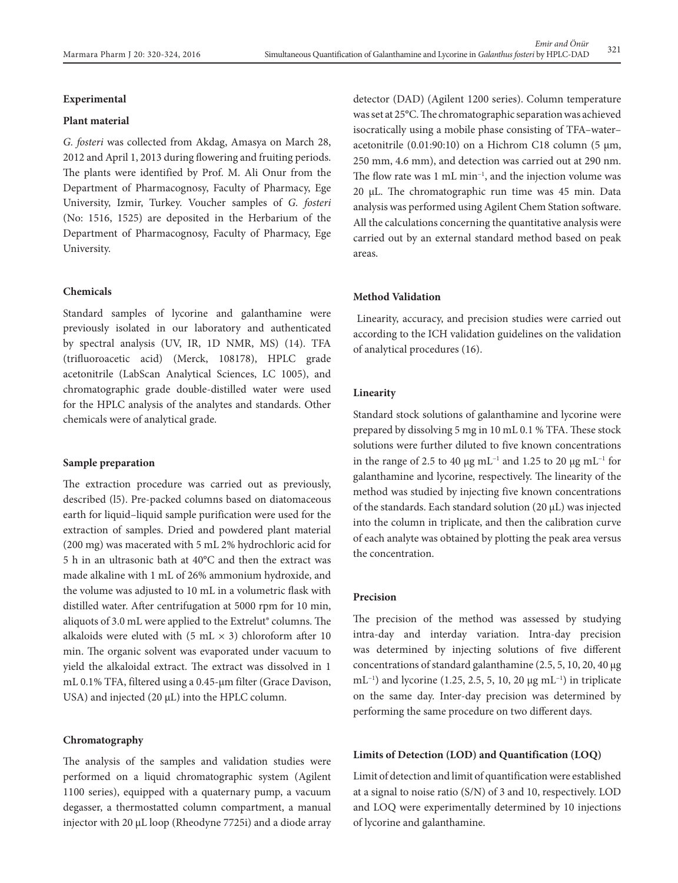## Experimental

### Plant material

*G. fosteri* was collected from Akdag, Amasya on March 28, 2012 and April 1, 2013 during flowering and fruiting periods. The plants were identified by Prof. M. Ali Onur from the Department of Pharmacognosy, Faculty of Pharmacy, Ege University, Izmir, Turkey. Voucher samples of *G. fosteri* (No: 1516, 1525) are deposited in the Herbarium of the Department of Pharmacognosy, Faculty of Pharmacy, Ege University.

### Chemicals

Standard samples of lycorine and galanthamine were previously isolated in our laboratory and authenticated by spectral analysis (UV, IR, 1D NMR, MS) (14). TFA (trifluoroacetic acid) (Merck, 108178), HPLC grade acetonitrile (LabScan Analytical Sciences, LC 1005), and chromatographic grade double-distilled water were used for the HPLC analysis of the analytes and standards. Other chemicals were of analytical grade.

### Sample preparation

The extraction procedure was carried out as previously, described (l5). Pre-packed columns based on diatomaceous earth for liquid–liquid sample purification were used for the extraction of samples. Dried and powdered plant material (200 mg) was macerated with 5 mL 2% hydrochloric acid for 5 h in an ultrasonic bath at 40°C and then the extract was made alkaline with 1 mL of 26% ammonium hydroxide, and the volume was adjusted to 10 mL in a volumetric flask with distilled water. After centrifugation at 5000 rpm for 10 min, aliquots of 3.0 mL were applied to the Extrelut® columns. The alkaloids were eluted with (5 mL × 3) chloroform after 10 min. The organic solvent was evaporated under vacuum to yield the alkaloidal extract. The extract was dissolved in 1 mL 0.1% TFA, filtered using a 0.45-μm filter (Grace Davison, USA) and injected (20 μL) into the HPLC column.

### Chromatography

The analysis of the samples and validation studies were performed on a liquid chromatographic system (Agilent 1100 series), equipped with a quaternary pump, a vacuum degasser, a thermostatted column compartment, a manual injector with 20 μL loop (Rheodyne 7725i) and a diode array detector (DAD) (Agilent 1200 series). Column temperature was set at 25°C. The chromatographic separation was achieved isocratically using a mobile phase consisting of TFA–water–acetonitrile (0.01:90:10) on a Hichrom C18 column (5 μm, 250 mm, 4.6 mm), and detection was carried out at 290 nm. The flow rate was 1 mL min$^{-1}$, and the injection volume was 20 μL. The chromatographic run time was 45 min. Data analysis was performed using Agilent Chem Station software. All the calculations concerning the quantitative analysis were carried out by an external standard method based on peak areas.

### Method Validation

Linearity, accuracy, and precision studies were carried out according to the ICH validation guidelines on the validation of analytical procedures (16).

### Linearity

Standard stock solutions of galanthamine and lycorine were prepared by dissolving 5 mg in 10 mL 0.1 % TFA. These stock solutions were further diluted to five known concentrations in the range of 2.5 to 40 μg mL$^{-1}$ and 1.25 to 20 μg mL$^{-1}$ for galanthamine and lycorine, respectively. The linearity of the method was studied by injecting five known concentrations of the standards. Each standard solution (20 μL) was injected into the column in triplicate, and then the calibration curve of each analyte was obtained by plotting the peak area versus the concentration.

### Precision

The precision of the method was assessed by studying intra-day and interday variation. Intra-day precision was determined by injecting solutions of five different concentrations of standard galanthamine (2.5, 5, 10, 20, 40 μg mL$^{-1}$) and lycorine (1.25, 2.5, 5, 10, 20 μg mL$^{-1}$) in triplicate on the same day. Inter-day precision was determined by performing the same procedure on two different days.

### Limits of Detection (LOD) and Quantification (LOQ)

Limit of detection and limit of quantification were established at a signal to noise ratio (S/N) of 3 and 10, respectively. LOD and LOQ were experimentally determined by 10 injections of lycorine and galanthamine.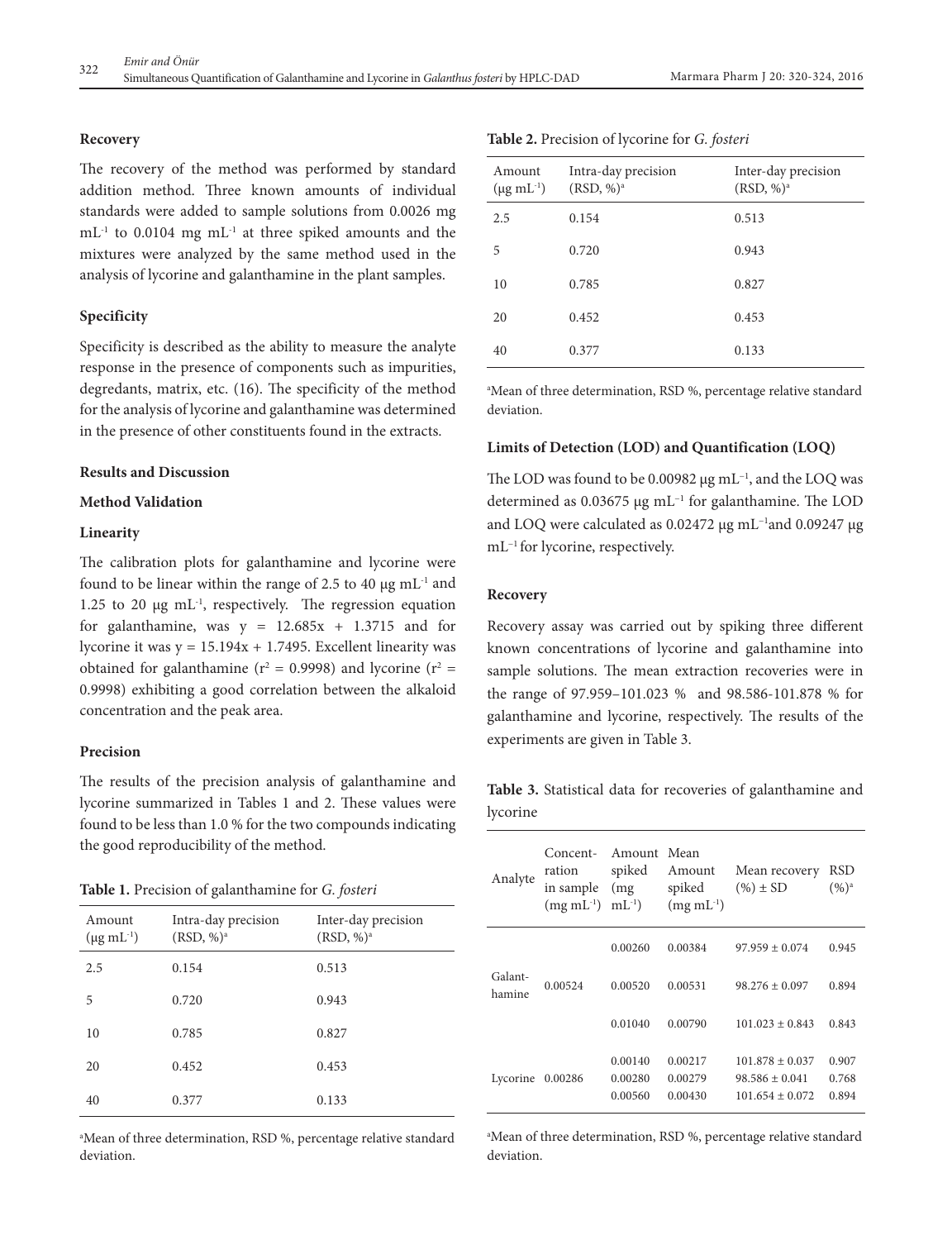### Recovery

The recovery of the method was performed by standard addition method. Three known amounts of individual standards were added to sample solutions from 0.0026 mg $mL^{-1}$ to 0.0104 mg $mL^{-1}$ at three spiked amounts and the mixtures were analyzed by the same method used in the analysis of lycorine and galanthamine in the plant samples.

### Specificity

Specificity is described as the ability to measure the analyte response in the presence of components such as impurities, degredants, matrix, etc. (16). The specificity of the method for the analysis of lycorine and galanthamine was determined in the presence of other constituents found in the extracts.

## Results and Discussion

### Method Validation

### Linearity

The calibration plots for galanthamine and lycorine were found to be linear within the range of 2.5 to 40 µg $mL^{-1}$ and 1.25 to 20 µg $mL^{-1}$, respectively. The regression equation for galanthamine, was $y = 12.685x + 1.3715$ and for lycorine it was $y = 15.194x + 1.7495$. Excellent linearity was obtained for galanthamine ($r^2 = 0.9998$) and lycorine ($r^2 = 0.9998$) exhibiting a good correlation between the alkaloid concentration and the peak area.

### Precision

The results of the precision analysis of galanthamine and lycorine summarized in Tables 1 and 2. These values were found to be less than 1.0 % for the two compounds indicating the good reproducibility of the method.

**Table 1.** Precision of galanthamine for *G. fosteri*

| Amount (µg $mL^{-1}$) | Intra-day precision (RSD, %)[a] | Inter-day precision (RSD, %)[a] |
|---|---|---|
| 2.5 | 0.154 | 0.513 |
| 5 | 0.720 | 0.943 |
| 10 | 0.785 | 0.827 |
| 20 | 0.452 | 0.453 |
| 40 | 0.377 | 0.133 |

[a]Mean of three determination, RSD %, percentage relative standard deviation.

**Table 2.** Precision of lycorine for *G. fosteri*

| Amount (µg $mL^{-1}$) | Intra-day precision (RSD, %)[a] | Inter-day precision (RSD, %)[a] |
|---|---|---|
| 2.5 | 0.154 | 0.513 |
| 5 | 0.720 | 0.943 |
| 10 | 0.785 | 0.827 |
| 20 | 0.452 | 0.453 |
| 40 | 0.377 | 0.133 |

[a]Mean of three determination, RSD %, percentage relative standard deviation.

### Limits of Detection (LOD) and Quantification (LOQ)

The LOD was found to be 0.00982 µg $mL^{-1}$, and the LOQ was determined as 0.03675 µg $mL^{-1}$ for galanthamine. The LOD and LOQ were calculated as 0.02472 µg $mL^{-1}$ and 0.09247 µg $mL^{-1}$ for lycorine, respectively.

### Recovery

Recovery assay was carried out by spiking three different known concentrations of lycorine and galanthamine into sample solutions. The mean extraction recoveries were in the range of 97.959–101.023 % and 98.586-101.878 % for galanthamine and lycorine, respectively. The results of the experiments are given in Table 3.

**Table 3.** Statistical data for recoveries of galanthamine and lycorine

| Analyte | Concentration in sample (mg $mL^{-1}$) | Amount spiked (mg $mL^{-1}$) | Mean Amount spiked (mg $mL^{-1}$) | Mean recovery (%) ± SD | RSD (%)[a] |
|---|---|---|---|---|---|
| Galanthamine | 0.00524 | 0.00260 | 0.00384 | 97.959 ± 0.074 | 0.945 |
| | | 0.00520 | 0.00531 | 98.276 ± 0.097 | 0.894 |
| | | 0.01040 | 0.00790 | 101.023 ± 0.843 | 0.843 |
| Lycorine | 0.00286 | 0.00140 | 0.00217 | 101.878 ± 0.037 | 0.907 |
| | | 0.00280 | 0.00279 | 98.586 ± 0.041 | 0.768 |
| | | 0.00560 | 0.00430 | 101.654 ± 0.072 | 0.894 |

[a]Mean of three determination, RSD %, percentage relative standard deviation.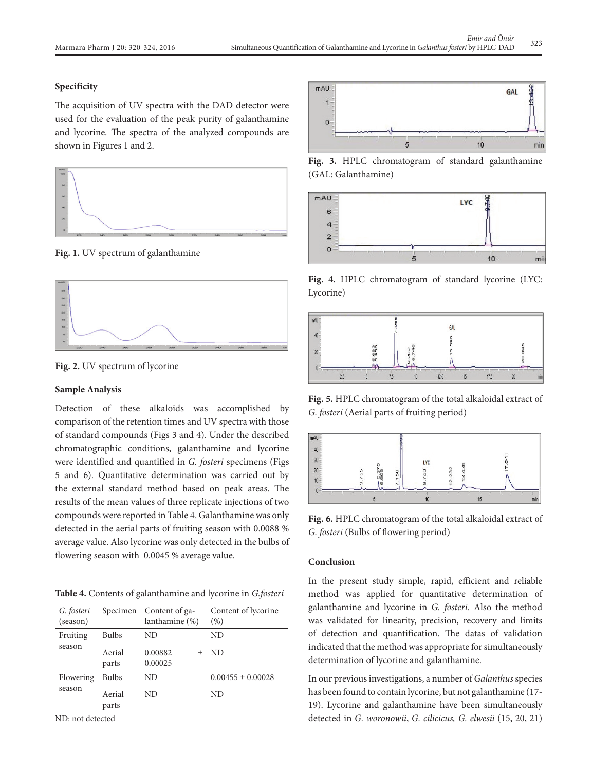### Specificity

The acquisition of UV spectra with the DAD detector were used for the evaluation of the peak purity of galanthamine and lycorine. The spectra of the analyzed compounds are shown in Figures 1 and 2.

**Fig. 1.** UV spectrum of galanthamine

**Fig. 2.** UV spectrum of lycorine

### Sample Analysis

Detection of these alkaloids was accomplished by comparison of the retention times and UV spectra with those of standard compounds (Figs 3 and 4). Under the described chromatographic conditions, galanthamine and lycorine were identified and quantified in *G. fosteri* specimens (Figs 5 and 6). Quantitative determination was carried out by the external standard method based on peak areas. The results of the mean values of three replicate injections of two compounds were reported in Table 4. Galanthamine was only detected in the aerial parts of fruiting season with 0.0088 % average value. Also lycorine was only detected in the bulbs of flowering season with 0.0045 % average value.

**Table 4.** Contents of galanthamine and lycorine in *G.fosteri*

| *G. fosteri* (season) | Specimen | Content of galanthamine (%) | Content of lycorine (%) |
|---|---|---|---|
| Fruiting season | Bulbs | ND | ND |
| | Aerial parts | 0.00882 ± 0.00025 | ND |
| Flowering season | Bulbs | ND | 0.00455 ± 0.00028 |
| | Aerial parts | ND | ND |

ND: not detected

**Fig. 3.** HPLC chromatogram of standard galanthamine (GAL: Galanthamine)

**Fig. 4.** HPLC chromatogram of standard lycorine (LYC: Lycorine)

**Fig. 5.** HPLC chromatogram of the total alkaloidal extract of *G. fosteri* (Aerial parts of fruiting period)

**Fig. 6.** HPLC chromatogram of the total alkaloidal extract of *G. fosteri* (Bulbs of flowering period)

### Conclusion

In the present study simple, rapid, efficient and reliable method was applied for quantitative determination of galanthamine and lycorine in *G. fosteri*. Also the method was validated for linearity, precision, recovery and limits of detection and quantification. The datas of validation indicated that the method was appropriate for simultaneously determination of lycorine and galanthamine.

In our previous investigations, a number of *Galanthus* species has been found to contain lycorine, but not galanthamine (17-19). Lycorine and galanthamine have been simultaneously detected in *G. woronowii*, *G. cilicicus, G. elwesii* (15, 20, 21)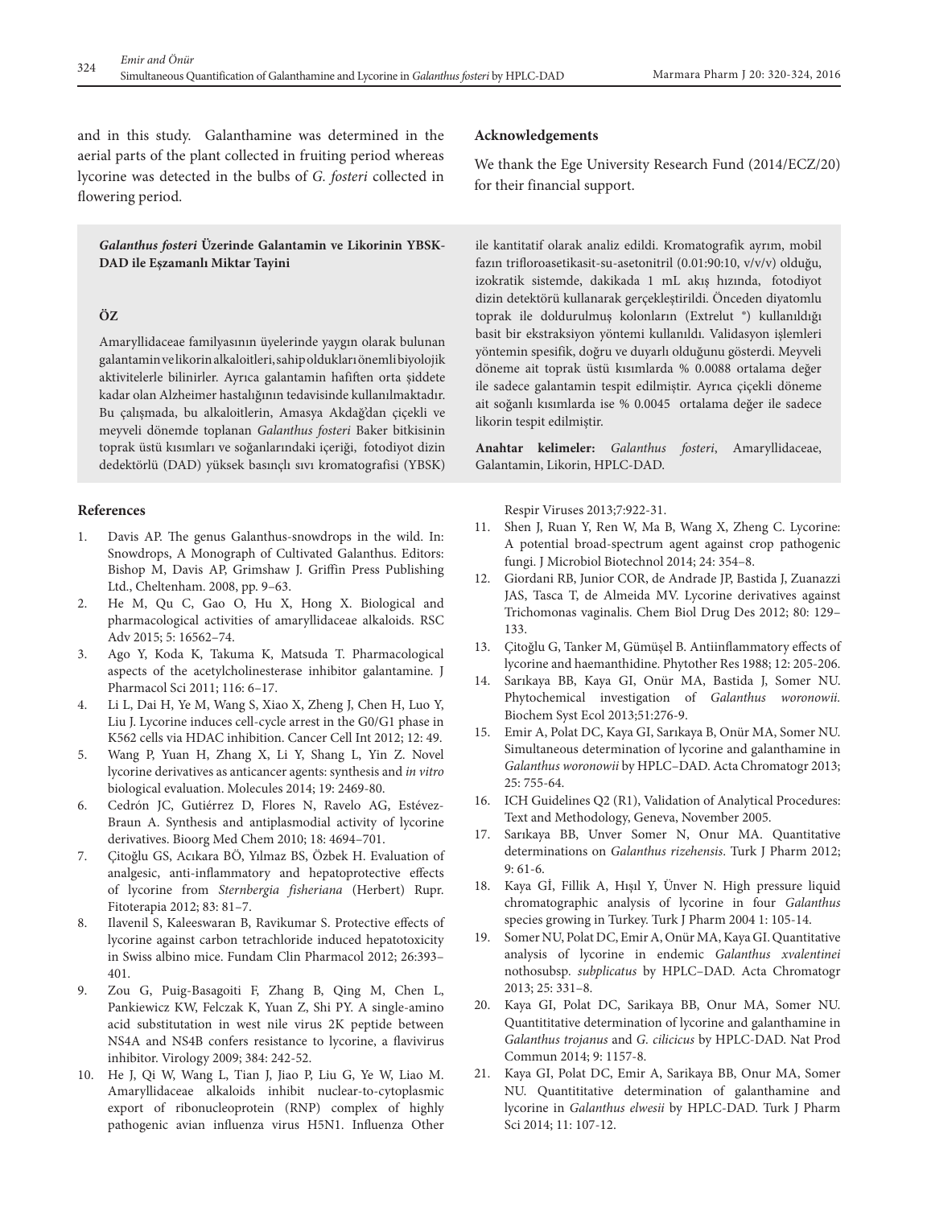and in this study. Galanthamine was determined in the aerial parts of the plant collected in fruiting period whereas lycorine was detected in the bulbs of *G. fosteri* collected in flowering period.

## Acknowledgements

We thank the Ege University Research Fund (2014/ECZ/20) for their financial support.

### *Galanthus fosteri* Üzerinde Galantamin ve Likorinin YBSK-DAD ile Eşzamanlı Miktar Tayini

### ÖZ

Amaryllidaceae familyasının üyelerinde yaygın olarak bulunan galantamin ve likorin alkaloitleri, sahip oldukları önemli biyolojik aktivitelerle bilinirler. Ayrıca galantamin hafiften orta şiddete kadar olan Alzheimer hastalığının tedavisinde kullanılmaktadır. Bu çalışmada, bu alkaloitlerin, Amasya Akdağ'dan çiçekli ve meyveli dönemde toplanan *Galanthus fosteri* Baker bitkisinin toprak üstü kısımları ve soğanlarındaki içeriği, fotodiyot dizin dedektörlü (DAD) yüksek basınçlı sıvı kromatografisi (YBSK) ile kantitatif olarak analiz edildi. Kromatografik ayrım, mobil fazın trifloroasetikasit-su-asetonitril (0.01:90:10, v/v/v) olduğu, izokratik sistemde, dakikada 1 mL akış hızında, fotodiyot dizin detektörü kullanarak gerçekleştirildi. Önceden diyatomlu toprak ile doldurulmuş kolonların (Extrelut ®) kullanıldığı basit bir ekstraksiyon yöntemi kullanıldı. Validasyon işlemleri yöntemin spesifik, doğru ve duyarlı olduğunu gösterdi. Meyveli döneme ait toprak üstü kısımlarda % 0.0088 ortalama değer ile sadece galantamin tespit edilmiştir. Ayrıca çiçekli döneme ait soğanlı kısımlarda ise % 0.0045 ortalama değer ile sadece likorin tespit edilmiştir.

**Anahtar kelimeler:** *Galanthus fosteri*, Amaryllidaceae, Galantamin, Likorin, HPLC-DAD.

## References

1. Davis AP. The genus Galanthus-snowdrops in the wild. In: Snowdrops, A Monograph of Cultivated Galanthus. Editors: Bishop M, Davis AP, Grimshaw J. Griffin Press Publishing Ltd., Cheltenham. 2008, pp. 9–63.
2. He M, Qu C, Gao O, Hu X, Hong X. Biological and pharmacological activities of amaryllidaceae alkaloids. RSC Adv 2015; 5: 16562–74.
3. Ago Y, Koda K, Takuma K, Matsuda T. Pharmacological aspects of the acetylcholinesterase inhibitor galantamine. J Pharmacol Sci 2011; 116: 6–17.
4. Li L, Dai H, Ye M, Wang S, Xiao X, Zheng J, Chen H, Luo Y, Liu J. Lycorine induces cell-cycle arrest in the G0/G1 phase in K562 cells via HDAC inhibition. Cancer Cell Int 2012; 12: 49.
5. Wang P, Yuan H, Zhang X, Li Y, Shang L, Yin Z. Novel lycorine derivatives as anticancer agents: synthesis and *in vitro* biological evaluation. Molecules 2014; 19: 2469-80.
6. Cedrón JC, Gutiérrez D, Flores N, Ravelo AG, Estévez-Braun A. Synthesis and antiplasmodial activity of lycorine derivatives. Bioorg Med Chem 2010; 18: 4694–701.
7. Çitoğlu GS, Acıkara BÖ, Yılmaz BS, Özbek H. Evaluation of analgesic, anti-inflammatory and hepatoprotective effects of lycorine from *Sternbergia fisheriana* (Herbert) Rupr. Fitoterapia 2012; 83: 81–7.
8. Ilavenil S, Kaleeswaran B, Ravikumar S. Protective effects of lycorine against carbon tetrachloride induced hepatotoxicity in Swiss albino mice. Fundam Clin Pharmacol 2012; 26:393–401.
9. Zou G, Puig-Basagoiti F, Zhang B, Qing M, Chen L, Pankiewicz KW, Felczak K, Yuan Z, Shi PY. A single-amino acid substitutation in west nile virus 2K peptide between NS4A and NS4B confers resistance to lycorine, a flavivirus inhibitor. Virology 2009; 384: 242-52.
10. He J, Qi W, Wang L, Tian J, Jiao P, Liu G, Ye W, Liao M. Amaryllidaceae alkaloids inhibit nuclear-to-cytoplasmic export of ribonucleoprotein (RNP) complex of highly pathogenic avian influenza virus H5N1. Influenza Other Respir Viruses 2013;7:922-31.
11. Shen J, Ruan Y, Ren W, Ma B, Wang X, Zheng C. Lycorine: A potential broad-spectrum agent against crop pathogenic fungi. J Microbiol Biotechnol 2014; 24: 354–8.
12. Giordani RB, Junior COR, de Andrade JP, Bastida J, Zuanazzi JAS, Tasca T, de Almeida MV. Lycorine derivatives against Trichomonas vaginalis. Chem Biol Drug Des 2012; 80: 129–133.
13. Çitoğlu G, Tanker M, Gümüşel B. Antiinflammatory effects of lycorine and haemanthidine. Phytother Res 1988; 12: 205-206.
14. Sarıkaya BB, Kaya GI, Onür MA, Bastida J, Somer NU. Phytochemical investigation of *Galanthus woronowii*. Biochem Syst Ecol 2013;51:276-9.
15. Emir A, Polat DC, Kaya GI, Sarıkaya B, Onür MA, Somer NU. Simultaneous determination of lycorine and galanthamine in *Galanthus woronowii* by HPLC–DAD. Acta Chromatogr 2013; 25: 755-64.
16. ICH Guidelines Q2 (R1), Validation of Analytical Procedures: Text and Methodology, Geneva, November 2005.
17. Sarıkaya BB, Unver Somer N, Onur MA. Quantitative determinations on *Galanthus rizehensis*. Turk J Pharm 2012; 9: 61-6.
18. Kaya Gİ, Fillik A, Hışıl Y, Ünver N. High pressure liquid chromatographic analysis of lycorine in four *Galanthus* species growing in Turkey. Turk J Pharm 2004 1: 105-14.
19. Somer NU, Polat DC, Emir A, Onür MA, Kaya GI. Quantitative analysis of lycorine in endemic *Galanthus xvalentinei* nothosubsp. *subplicatus* by HPLC–DAD. Acta Chromatogr 2013; 25: 331–8.
20. Kaya GI, Polat DC, Sarikaya BB, Onur MA, Somer NU. Quantititative determination of lycorine and galanthamine in *Galanthus trojanus* and *G. cilicicus* by HPLC-DAD. Nat Prod Commun 2014; 9: 1157-8.
21. Kaya GI, Polat DC, Emir A, Sarikaya BB, Onur MA, Somer NU. Quantititative determination of galanthamine and lycorine in *Galanthus elwesii* by HPLC-DAD. Turk J Pharm Sci 2014; 11: 107-12.